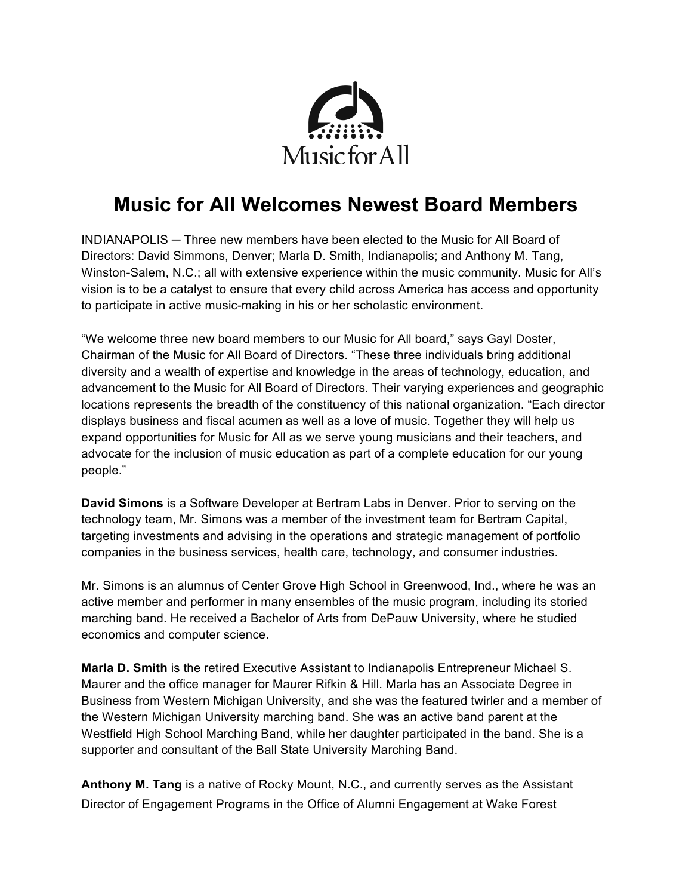Music for All

# Music for All Welcomes Newest Board Members

INDIANAPOLIS ─ Three new members have been elected to the Music for All Board of Directors: David Simmons, Denver; Marla D. Smith, Indianapolis; and Anthony M. Tang, Winston-Salem, N.C.; all with extensive experience within the music community. Music for All's vision is to be a catalyst to ensure that every child across America has access and opportunity to participate in active music-making in his or her scholastic environment.

"We welcome three new board members to our Music for All board," says Gayl Doster, Chairman of the Music for All Board of Directors. "These three individuals bring additional diversity and a wealth of expertise and knowledge in the areas of technology, education, and advancement to the Music for All Board of Directors. Their varying experiences and geographic locations represents the breadth of the constituency of this national organization. "Each director displays business and fiscal acumen as well as a love of music. Together they will help us expand opportunities for Music for All as we serve young musicians and their teachers, and advocate for the inclusion of music education as part of a complete education for our young people."

**David Simons** is a Software Developer at Bertram Labs in Denver. Prior to serving on the technology team, Mr. Simons was a member of the investment team for Bertram Capital, targeting investments and advising in the operations and strategic management of portfolio companies in the business services, health care, technology, and consumer industries.

Mr. Simons is an alumnus of Center Grove High School in Greenwood, Ind., where he was an active member and performer in many ensembles of the music program, including its storied marching band. He received a Bachelor of Arts from DePauw University, where he studied economics and computer science.

**Marla D. Smith** is the retired Executive Assistant to Indianapolis Entrepreneur Michael S. Maurer and the office manager for Maurer Rifkin & Hill. Marla has an Associate Degree in Business from Western Michigan University, and she was the featured twirler and a member of the Western Michigan University marching band. She was an active band parent at the Westfield High School Marching Band, while her daughter participated in the band. She is a supporter and consultant of the Ball State University Marching Band.

**Anthony M. Tang** is a native of Rocky Mount, N.C., and currently serves as the Assistant Director of Engagement Programs in the Office of Alumni Engagement at Wake Forest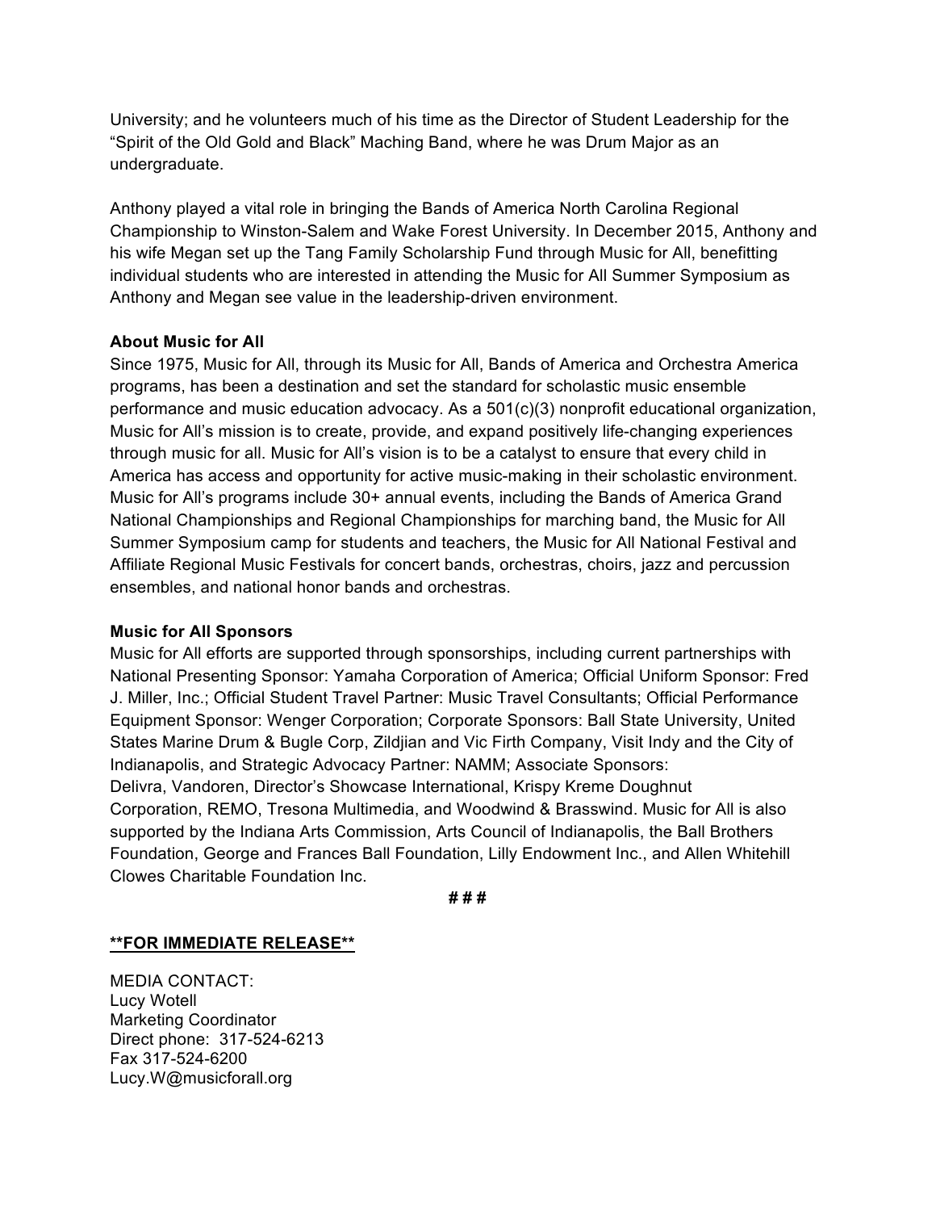University; and he volunteers much of his time as the Director of Student Leadership for the "Spirit of the Old Gold and Black" Maching Band, where he was Drum Major as an undergraduate.

Anthony played a vital role in bringing the Bands of America North Carolina Regional Championship to Winston-Salem and Wake Forest University. In December 2015, Anthony and his wife Megan set up the Tang Family Scholarship Fund through Music for All, benefitting individual students who are interested in attending the Music for All Summer Symposium as Anthony and Megan see value in the leadership-driven environment.

**About Music for All**
Since 1975, Music for All, through its Music for All, Bands of America and Orchestra America programs, has been a destination and set the standard for scholastic music ensemble performance and music education advocacy. As a 501(c)(3) nonprofit educational organization, Music for All's mission is to create, provide, and expand positively life-changing experiences through music for all. Music for All's vision is to be a catalyst to ensure that every child in America has access and opportunity for active music-making in their scholastic environment. Music for All's programs include 30+ annual events, including the Bands of America Grand National Championships and Regional Championships for marching band, the Music for All Summer Symposium camp for students and teachers, the Music for All National Festival and Affiliate Regional Music Festivals for concert bands, orchestras, choirs, jazz and percussion ensembles, and national honor bands and orchestras.

**Music for All Sponsors**
Music for All efforts are supported through sponsorships, including current partnerships with National Presenting Sponsor: Yamaha Corporation of America; Official Uniform Sponsor: Fred J. Miller, Inc.; Official Student Travel Partner: Music Travel Consultants; Official Performance Equipment Sponsor: Wenger Corporation; Corporate Sponsors: Ball State University, United States Marine Drum & Bugle Corp, Zildjian and Vic Firth Company, Visit Indy and the City of Indianapolis, and Strategic Advocacy Partner: NAMM; Associate Sponsors: Delivra, Vandoren, Director's Showcase International, Krispy Kreme Doughnut Corporation, REMO, Tresona Multimedia, and Woodwind & Brasswind. Music for All is also supported by the Indiana Arts Commission, Arts Council of Indianapolis, the Ball Brothers Foundation, George and Frances Ball Foundation, Lilly Endowment Inc., and Allen Whitehill Clowes Charitable Foundation Inc.

# # #

**__**FOR IMMEDIATE RELEASE**__**

MEDIA CONTACT:
Lucy Wotell
Marketing Coordinator
Direct phone: 317-524-6213
Fax 317-524-6200
Lucy.W@musicforall.org